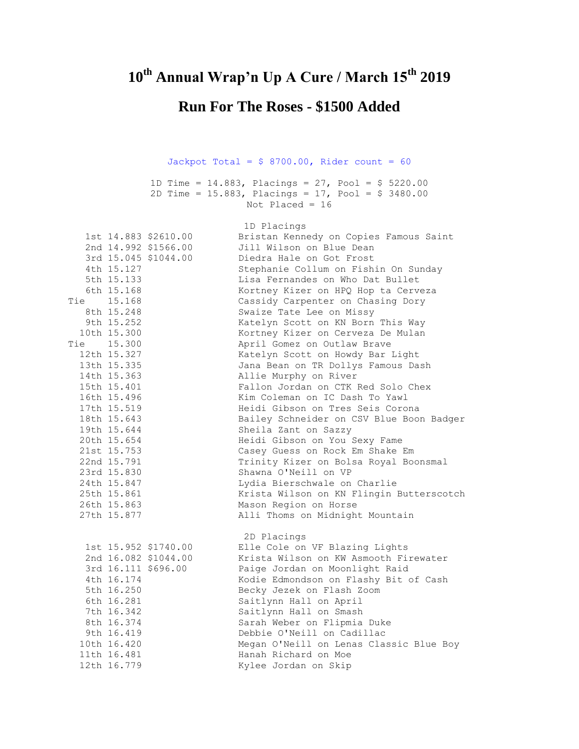# 10th Annual Wrap'n Up A Cure / March 15th 2019

## Run For The Roses - $1500 Added

Jackpot Total = $ 8700.00, Rider count = 60

1D Time = 14.883, Placings = 27, Pool = $ 5220.00
2D Time = 15.883, Placings = 17, Pool = $ 3480.00
Not Placed = 16

### 1D Placings

| Place | Time | Payout | Rider / Horse |
|---|---|---|---|
| 1st | 14.883 | $2610.00 | Bristan Kennedy on Copies Famous Saint |
| 2nd | 14.992 | $1566.00 | Jill Wilson on Blue Dean |
| 3rd | 15.045 | $1044.00 | Diedra Hale on Got Frost |
| 4th | 15.127 | | Stephanie Collum on Fishin On Sunday |
| 5th | 15.133 | | Lisa Fernandes on Who Dat Bullet |
| 6th | 15.168 | | Kortney Kizer on HPQ Hop ta Cerveza |
| Tie | 15.168 | | Cassidy Carpenter on Chasing Dory |
| 8th | 15.248 | | Swaize Tate Lee on Missy |
| 9th | 15.252 | | Katelyn Scott on KN Born This Way |
| 10th | 15.300 | | Kortney Kizer on Cerveza De Mulan |
| Tie | 15.300 | | April Gomez on Outlaw Brave |
| 12th | 15.327 | | Katelyn Scott on Howdy Bar Light |
| 13th | 15.335 | | Jana Bean on TR Dollys Famous Dash |
| 14th | 15.363 | | Allie Murphy on River |
| 15th | 15.401 | | Fallon Jordan on CTK Red Solo Chex |
| 16th | 15.496 | | Kim Coleman on IC Dash To Yawl |
| 17th | 15.519 | | Heidi Gibson on Tres Seis Corona |
| 18th | 15.643 | | Bailey Schneider on CSV Blue Boon Badger |
| 19th | 15.644 | | Sheila Zant on Sazzy |
| 20th | 15.654 | | Heidi Gibson on You Sexy Fame |
| 21st | 15.753 | | Casey Guess on Rock Em Shake Em |
| 22nd | 15.791 | | Trinity Kizer on Bolsa Royal Boonsmal |
| 23rd | 15.830 | | Shawna O'Neill on VP |
| 24th | 15.847 | | Lydia Bierschwale on Charlie |
| 25th | 15.861 | | Krista Wilson on KN Flingin Butterscotch |
| 26th | 15.863 | | Mason Region on Horse |
| 27th | 15.877 | | Alli Thoms on Midnight Mountain |

### 2D Placings

| Place | Time | Payout | Rider / Horse |
|---|---|---|---|
| 1st | 15.952 | $1740.00 | Elle Cole on VF Blazing Lights |
| 2nd | 16.082 | $1044.00 | Krista Wilson on KW Asmooth Firewater |
| 3rd | 16.111 | $696.00 | Paige Jordan on Moonlight Raid |
| 4th | 16.174 | | Kodie Edmondson on Flashy Bit of Cash |
| 5th | 16.250 | | Becky Jezek on Flash Zoom |
| 6th | 16.281 | | Saitlynn Hall on April |
| 7th | 16.342 | | Saitlynn Hall on Smash |
| 8th | 16.374 | | Sarah Weber on Flipmia Duke |
| 9th | 16.419 | | Debbie O'Neill on Cadillac |
| 10th | 16.420 | | Megan O'Neill on Lenas Classic Blue Boy |
| 11th | 16.481 | | Hanah Richard on Moe |
| 12th | 16.779 | | Kylee Jordan on Skip |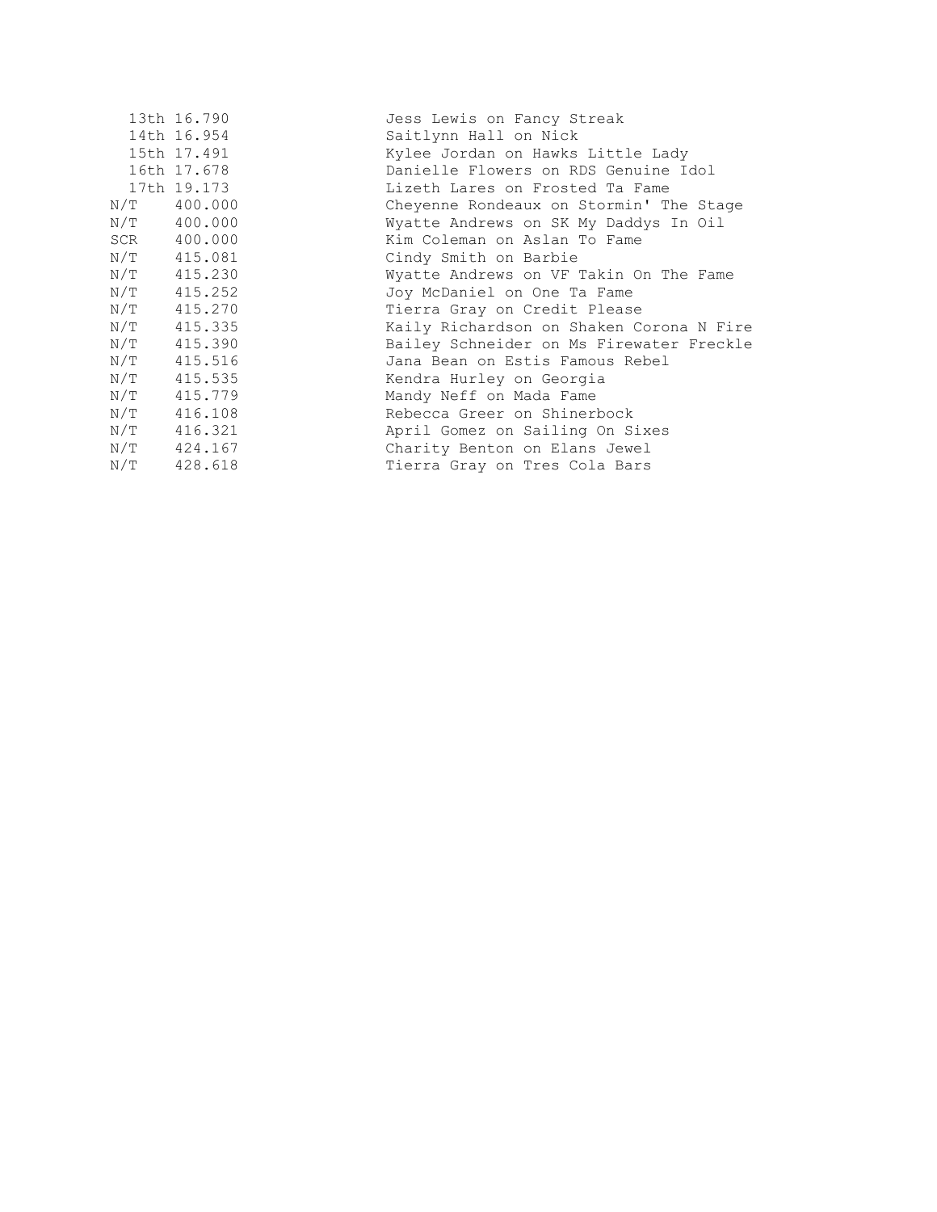| | | |
|---|---|---|
| 13th | 16.790 | Jess Lewis on Fancy Streak |
| 14th | 16.954 | Saitlynn Hall on Nick |
| 15th | 17.491 | Kylee Jordan on Hawks Little Lady |
| 16th | 17.678 | Danielle Flowers on RDS Genuine Idol |
| 17th | 19.173 | Lizeth Lares on Frosted Ta Fame |
| N/T | 400.000 | Cheyenne Rondeaux on Stormin' The Stage |
| N/T | 400.000 | Wyatte Andrews on SK My Daddys In Oil |
| SCR | 400.000 | Kim Coleman on Aslan To Fame |
| N/T | 415.081 | Cindy Smith on Barbie |
| N/T | 415.230 | Wyatte Andrews on VF Takin On The Fame |
| N/T | 415.252 | Joy McDaniel on One Ta Fame |
| N/T | 415.270 | Tierra Gray on Credit Please |
| N/T | 415.335 | Kaily Richardson on Shaken Corona N Fire |
| N/T | 415.390 | Bailey Schneider on Ms Firewater Freckle |
| N/T | 415.516 | Jana Bean on Estis Famous Rebel |
| N/T | 415.535 | Kendra Hurley on Georgia |
| N/T | 415.779 | Mandy Neff on Mada Fame |
| N/T | 416.108 | Rebecca Greer on Shinerbock |
| N/T | 416.321 | April Gomez on Sailing On Sixes |
| N/T | 424.167 | Charity Benton on Elans Jewel |
| N/T | 428.618 | Tierra Gray on Tres Cola Bars |